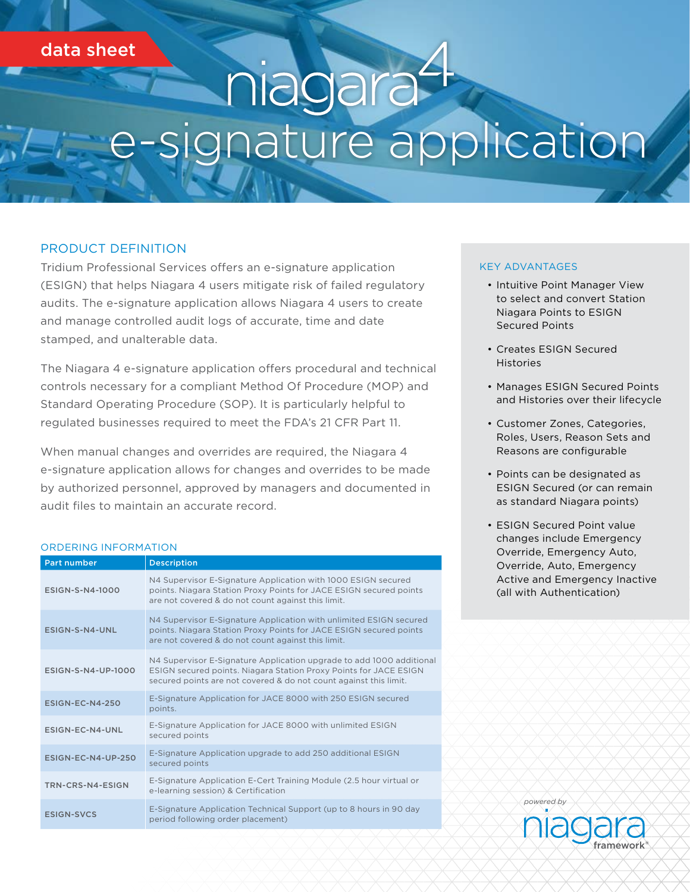data sheet

# niagara4 e-signature application

## PRODUCT DEFINITION

Tridium Professional Services offers an e-signature application (ESIGN) that helps Niagara 4 users mitigate risk of failed regulatory audits. The e-signature application allows Niagara 4 users to create and manage controlled audit logs of accurate, time and date stamped, and unalterable data.

The Niagara 4 e-signature application offers procedural and technical controls necessary for a compliant Method Of Procedure (MOP) and Standard Operating Procedure (SOP). It is particularly helpful to regulated businesses required to meet the FDA's 21 CFR Part 11.

When manual changes and overrides are required, the Niagara 4 e-signature application allows for changes and overrides to be made by authorized personnel, approved by managers and documented in audit files to maintain an accurate record.

## KEY ADVANTAGES

- Intuitive Point Manager View to select and convert Station Niagara Points to ESIGN Secured Points
- Creates ESIGN Secured Histories
- Manages ESIGN Secured Points and Histories over their lifecycle
- Customer Zones, Categories, Roles, Users, Reason Sets and Reasons are configurable
- Points can be designated as ESIGN Secured (or can remain as standard Niagara points)
- ESIGN Secured Point value changes include Emergency Override, Emergency Auto, Override, Auto, Emergency Active and Emergency Inactive (all with Authentication)

## ORDERING INFORMATION

| Part number | Description |
|---|---|
| ESIGN-S-N4-1000 | N4 Supervisor E-Signature Application with 1000 ESIGN secured points. Niagara Station Proxy Points for JACE ESIGN secured points are not covered & do not count against this limit. |
| ESIGN-S-N4-UNL | N4 Supervisor E-Signature Application with unlimited ESIGN secured points. Niagara Station Proxy Points for JACE ESIGN secured points are not covered & do not count against this limit. |
| ESIGN-S-N4-UP-1000 | N4 Supervisor E-Signature Application upgrade to add 1000 additional ESIGN secured points. Niagara Station Proxy Points for JACE ESIGN secured points are not covered & do not count against this limit. |
| ESIGN-EC-N4-250 | E-Signature Application for JACE 8000 with 250 ESIGN secured points. |
| ESIGN-EC-N4-UNL | E-Signature Application for JACE 8000 with unlimited ESIGN secured points |
| ESIGN-EC-N4-UP-250 | E-Signature Application upgrade to add 250 additional ESIGN secured points |
| TRN-CRS-N4-ESIGN | E-Signature Application E-Cert Training Module (2.5 hour virtual or e-learning session) & Certification |
| ESIGN-SVCS | E-Signature Application Technical Support (up to 8 hours in 90 day period following order placement) |

powered by niagara framework®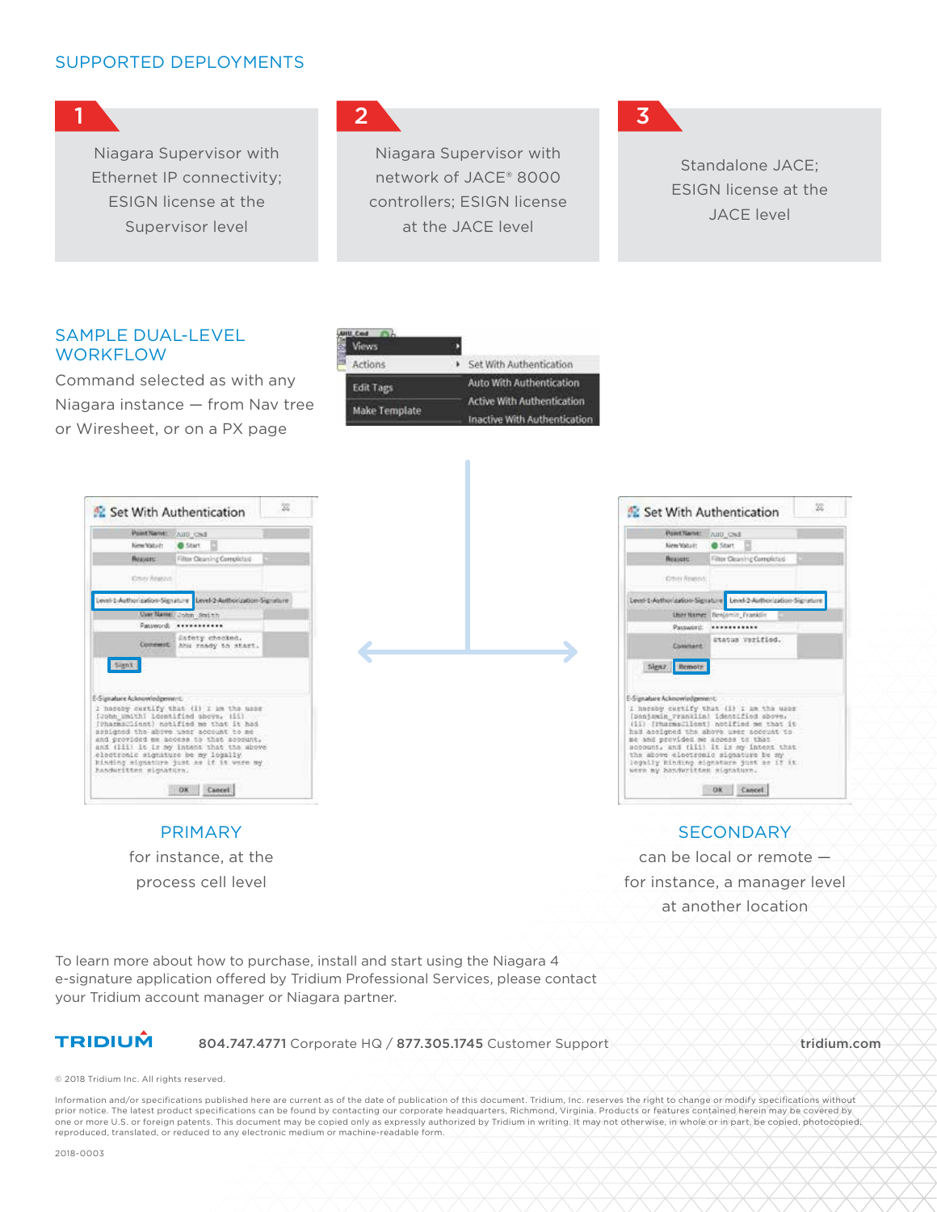## SUPPORTED DEPLOYMENTS

**1**

Niagara Supervisor with Ethernet IP connectivity; ESIGN license at the Supervisor level

**2**

Niagara Supervisor with network of JACE® 8000 controllers; ESIGN license at the JACE level

**3**

Standalone JACE; ESIGN license at the JACE level

## SAMPLE DUAL-LEVEL WORKFLOW

Command selected as with any Niagara instance — from Nav tree or Wiresheet, or on a PX page

**PRIMARY**

for instance, at the process cell level

**SECONDARY**

can be local or remote — for instance, a manager level at another location

To learn more about how to purchase, install and start using the Niagara 4 e-signature application offered by Tridium Professional Services, please contact your Tridium account manager or Niagara partner.

TRIDIUM

**804.747.4771** Corporate HQ / **877.305.1745** Customer Support **tridium.com**

© 2018 Tridium Inc. All rights reserved.

Information and/or specifications published here are current as of the date of publication of this document. Tridium, Inc. reserves the right to change or modify specifications without prior notice. The latest product specifications can be found by contacting our corporate headquarters, Richmond, Virginia. Products or features contained herein may be covered by one or more U.S. or foreign patents. This document may be copied only as expressly authorized by Tridium in writing. It may not otherwise, in whole or in part, be copied, photocopied, reproduced, translated, or reduced to any electronic medium or machine-readable form.

2018-0003